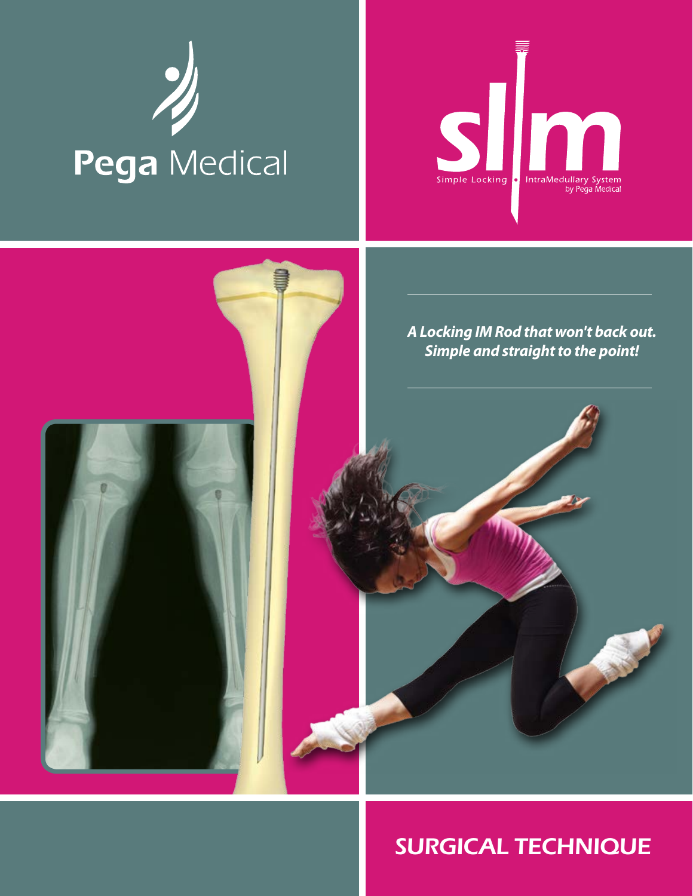Pega Medical

# slim

Simple Locking IntraMedullary System
by Pega Medical

***A Locking IM Rod that won't back out. Simple and straight to the point!***

## SURGICAL TECHNIQUE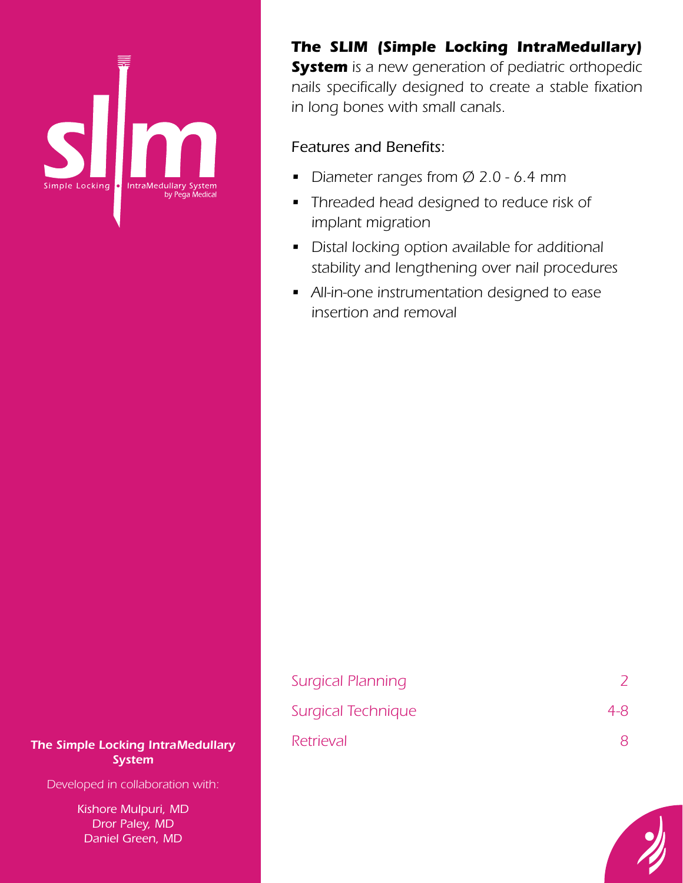# slim

Simple Locking • IntraMedullary System
by Pega Medical

***The SLIM (Simple Locking IntraMedullary) System*** *is a new generation of pediatric orthopedic nails specifically designed to create a stable fixation in long bones with small canals.*

*Features and Benefits:*

- *Diameter ranges from Ø 2.0 - 6.4 mm*
- *Threaded head designed to reduce risk of implant migration*
- *Distal locking option available for additional stability and lengthening over nail procedures*
- *All-in-one instrumentation designed to ease insertion and removal*

| | |
|---|---|
| Surgical Planning | 2 |
| Surgical Technique | 4-8 |
| Retrieval | 8 |

***The Simple Locking IntraMedullary System***

*Developed in collaboration with:*

Kishore Mulpuri, MD
Dror Paley, MD
Daniel Green, MD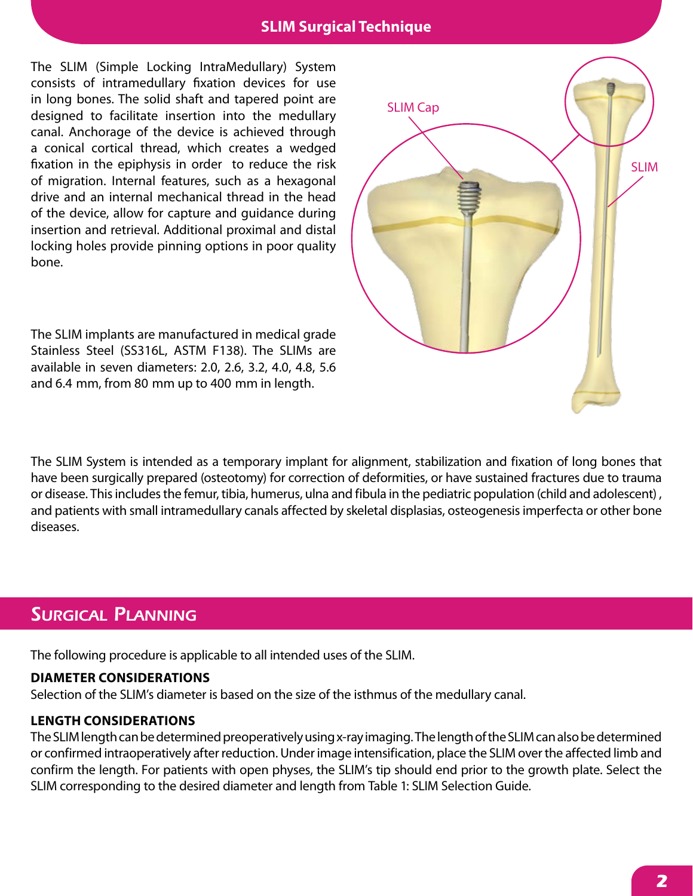# SLIM Surgical Technique

The SLIM (Simple Locking IntraMedullary) System consists of intramedullary fixation devices for use in long bones. The solid shaft and tapered point are designed to facilitate insertion into the medullary canal. Anchorage of the device is achieved through a conical cortical thread, which creates a wedged fixation in the epiphysis in order to reduce the risk of migration. Internal features, such as a hexagonal drive and an internal mechanical thread in the head of the device, allow for capture and guidance during insertion and retrieval. Additional proximal and distal locking holes provide pinning options in poor quality bone.

The SLIM implants are manufactured in medical grade Stainless Steel (SS316L, ASTM F138). The SLIMs are available in seven diameters: 2.0, 2.6, 3.2, 4.0, 4.8, 5.6 and 6.4 mm, from 80 mm up to 400 mm in length.

SLIM Cap

SLIM

The SLIM System is intended as a temporary implant for alignment, stabilization and fixation of long bones that have been surgically prepared (osteotomy) for correction of deformities, or have sustained fractures due to trauma or disease. This includes the femur, tibia, humerus, ulna and fibula in the pediatric population (child and adolescent) , and patients with small intramedullary canals affected by skeletal displasias, osteogenesis imperfecta or other bone diseases.

## Surgical Planning

The following procedure is applicable to all intended uses of the SLIM.

**DIAMETER CONSIDERATIONS**

Selection of the SLIM's diameter is based on the size of the isthmus of the medullary canal.

**LENGTH CONSIDERATIONS**

The SLIM length can be determined preoperatively using x-ray imaging. The length of the SLIM can also be determined or confirmed intraoperatively after reduction. Under image intensification, place the SLIM over the affected limb and confirm the length. For patients with open physes, the SLIM's tip should end prior to the growth plate. Select the SLIM corresponding to the desired diameter and length from Table 1: SLIM Selection Guide.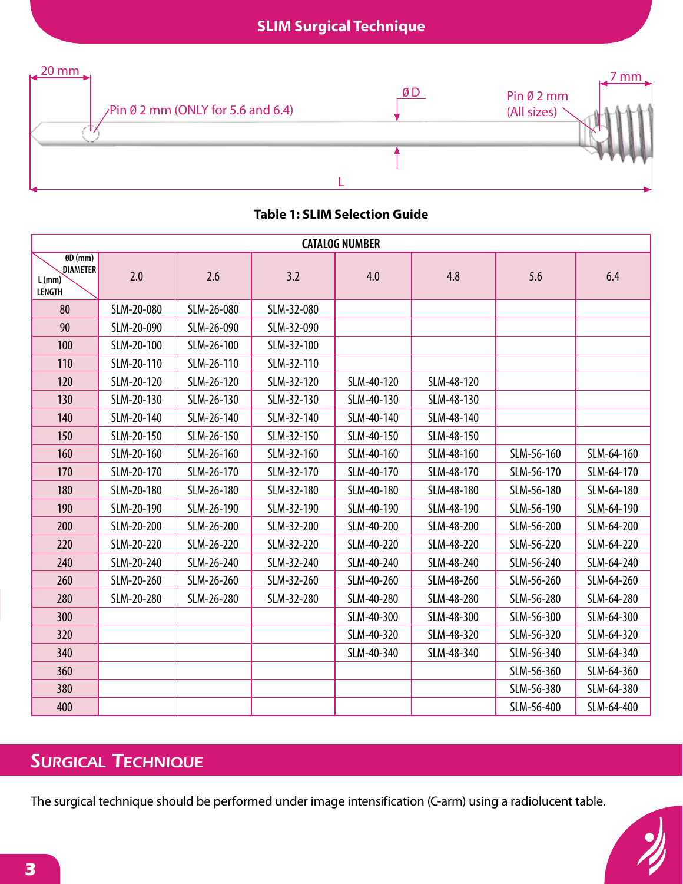# SLIM Surgical Technique

20 mm

Pin Ø 2 mm (ONLY for 5.6 and 6.4)

Ø D

Pin Ø 2 mm (All sizes)

7 mm

L

**Table 1: SLIM Selection Guide**

| CATALOG NUMBER | | | | | | | |
|---|---|---|---|---|---|---|---|
| ØD (mm) DIAMETER / L (mm) LENGTH | 2.0 | 2.6 | 3.2 | 4.0 | 4.8 | 5.6 | 6.4 |
| 80 | SLM-20-080 | SLM-26-080 | SLM-32-080 | | | | |
| 90 | SLM-20-090 | SLM-26-090 | SLM-32-090 | | | | |
| 100 | SLM-20-100 | SLM-26-100 | SLM-32-100 | | | | |
| 110 | SLM-20-110 | SLM-26-110 | SLM-32-110 | | | | |
| 120 | SLM-20-120 | SLM-26-120 | SLM-32-120 | SLM-40-120 | SLM-48-120 | | |
| 130 | SLM-20-130 | SLM-26-130 | SLM-32-130 | SLM-40-130 | SLM-48-130 | | |
| 140 | SLM-20-140 | SLM-26-140 | SLM-32-140 | SLM-40-140 | SLM-48-140 | | |
| 150 | SLM-20-150 | SLM-26-150 | SLM-32-150 | SLM-40-150 | SLM-48-150 | | |
| 160 | SLM-20-160 | SLM-26-160 | SLM-32-160 | SLM-40-160 | SLM-48-160 | SLM-56-160 | SLM-64-160 |
| 170 | SLM-20-170 | SLM-26-170 | SLM-32-170 | SLM-40-170 | SLM-48-170 | SLM-56-170 | SLM-64-170 |
| 180 | SLM-20-180 | SLM-26-180 | SLM-32-180 | SLM-40-180 | SLM-48-180 | SLM-56-180 | SLM-64-180 |
| 190 | SLM-20-190 | SLM-26-190 | SLM-32-190 | SLM-40-190 | SLM-48-190 | SLM-56-190 | SLM-64-190 |
| 200 | SLM-20-200 | SLM-26-200 | SLM-32-200 | SLM-40-200 | SLM-48-200 | SLM-56-200 | SLM-64-200 |
| 220 | SLM-20-220 | SLM-26-220 | SLM-32-220 | SLM-40-220 | SLM-48-220 | SLM-56-220 | SLM-64-220 |
| 240 | SLM-20-240 | SLM-26-240 | SLM-32-240 | SLM-40-240 | SLM-48-240 | SLM-56-240 | SLM-64-240 |
| 260 | SLM-20-260 | SLM-26-260 | SLM-32-260 | SLM-40-260 | SLM-48-260 | SLM-56-260 | SLM-64-260 |
| 280 | SLM-20-280 | SLM-26-280 | SLM-32-280 | SLM-40-280 | SLM-48-280 | SLM-56-280 | SLM-64-280 |
| 300 | | | | SLM-40-300 | SLM-48-300 | SLM-56-300 | SLM-64-300 |
| 320 | | | | SLM-40-320 | SLM-48-320 | SLM-56-320 | SLM-64-320 |
| 340 | | | | SLM-40-340 | SLM-48-340 | SLM-56-340 | SLM-64-340 |
| 360 | | | | | | SLM-56-360 | SLM-64-360 |
| 380 | | | | | | SLM-56-380 | SLM-64-380 |
| 400 | | | | | | SLM-56-400 | SLM-64-400 |

## Surgical Technique

The surgical technique should be performed under image intensification (C-arm) using a radiolucent table.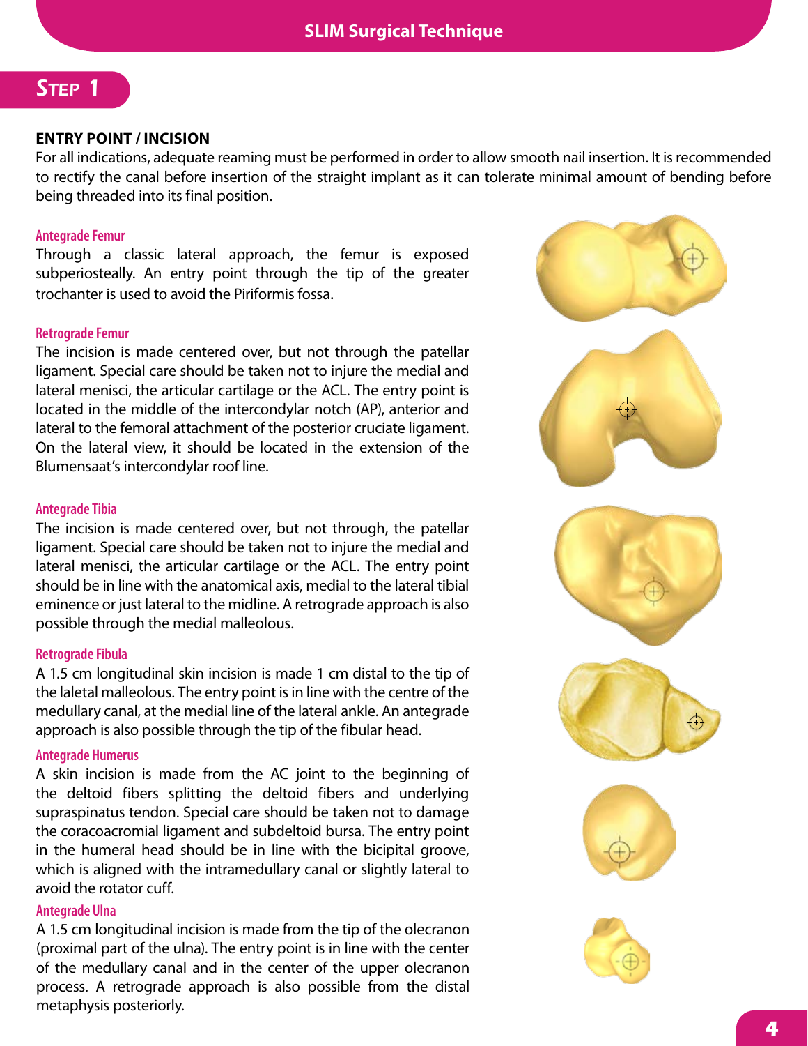# SLIM Surgical Technique

## STEP 1

### ENTRY POINT / INCISION

For all indications, adequate reaming must be performed in order to allow smooth nail insertion. It is recommended to rectify the canal before insertion of the straight implant as it can tolerate minimal amount of bending before being threaded into its final position.

#### Antegrade Femur

Through a classic lateral approach, the femur is exposed subperiosteally. An entry point through the tip of the greater trochanter is used to avoid the Piriformis fossa.

#### Retrograde Femur

The incision is made centered over, but not through the patellar ligament. Special care should be taken not to injure the medial and lateral menisci, the articular cartilage or the ACL. The entry point is located in the middle of the intercondylar notch (AP), anterior and lateral to the femoral attachment of the posterior cruciate ligament. On the lateral view, it should be located in the extension of the Blumensaat's intercondylar roof line.

#### Antegrade Tibia

The incision is made centered over, but not through, the patellar ligament. Special care should be taken not to injure the medial and lateral menisci, the articular cartilage or the ACL. The entry point should be in line with the anatomical axis, medial to the lateral tibial eminence or just lateral to the midline. A retrograde approach is also possible through the medial malleolous.

#### Retrograde Fibula

A 1.5 cm longitudinal skin incision is made 1 cm distal to the tip of the laletal malleolous. The entry point is in line with the centre of the medullary canal, at the medial line of the lateral ankle. An antegrade approach is also possible through the tip of the fibular head.

#### Antegrade Humerus

A skin incision is made from the AC joint to the beginning of the deltoid fibers splitting the deltoid fibers and underlying supraspinatus tendon. Special care should be taken not to damage the coracoacromial ligament and subdeltoid bursa. The entry point in the humeral head should be in line with the bicipital groove, which is aligned with the intramedullary canal or slightly lateral to avoid the rotator cuff.

#### Antegrade Ulna

A 1.5 cm longitudinal incision is made from the tip of the olecranon (proximal part of the ulna). The entry point is in line with the center of the medullary canal and in the center of the upper olecranon process. A retrograde approach is also possible from the distal metaphysis posteriorly.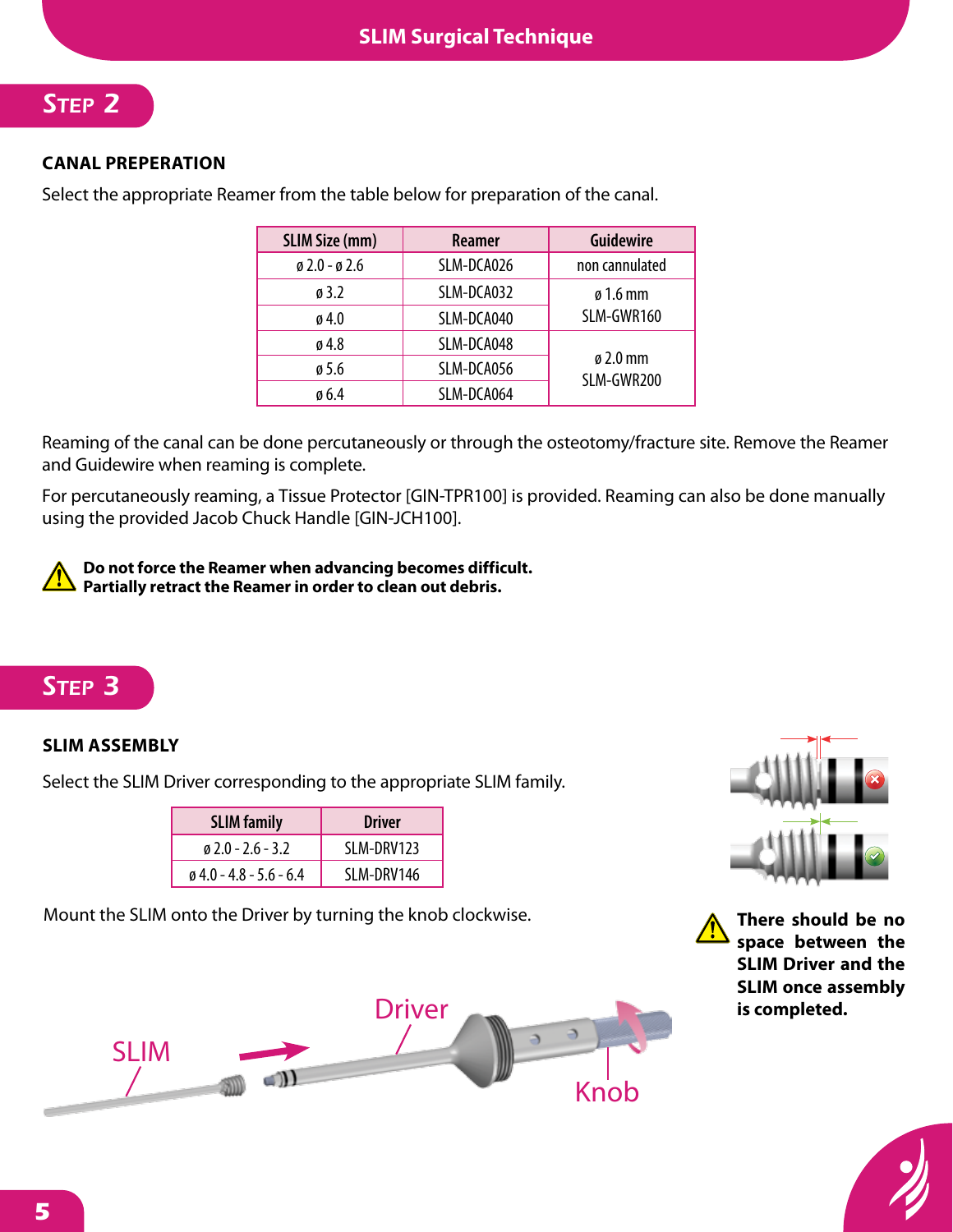## STEP 2

### CANAL PREPERATION

Select the appropriate Reamer from the table below for preparation of the canal.

| SLIM Size (mm) | Reamer | Guidewire |
|---|---|---|
| ø 2.0 - ø 2.6 | SLM-DCA026 | non cannulated |
| ø 3.2 | SLM-DCA032 | ø 1.6 mm SLM-GWR160 |
| ø 4.0 | SLM-DCA040 | |
| ø 4.8 | SLM-DCA048 | ø 2.0 mm SLM-GWR200 |
| ø 5.6 | SLM-DCA056 | |
| ø 6.4 | SLM-DCA064 | |

Reaming of the canal can be done percutaneously or through the osteotomy/fracture site. Remove the Reamer and Guidewire when reaming is complete.

For percutaneously reaming, a Tissue Protector [GIN-TPR100] is provided. Reaming can also be done manually using the provided Jacob Chuck Handle [GIN-JCH100].

**Do not force the Reamer when advancing becomes difficult. Partially retract the Reamer in order to clean out debris.**

## STEP 3

### SLIM ASSEMBLY

Select the SLIM Driver corresponding to the appropriate SLIM family.

| SLIM family | Driver |
|---|---|
| ø 2.0 - 2.6 - 3.2 | SLM-DRV123 |
| ø 4.0 - 4.8 - 5.6 - 6.4 | SLM-DRV146 |

Mount the SLIM onto the Driver by turning the knob clockwise.

SLIM

Driver

Knob

**There should be no space between the SLIM Driver and the SLIM once assembly is completed.**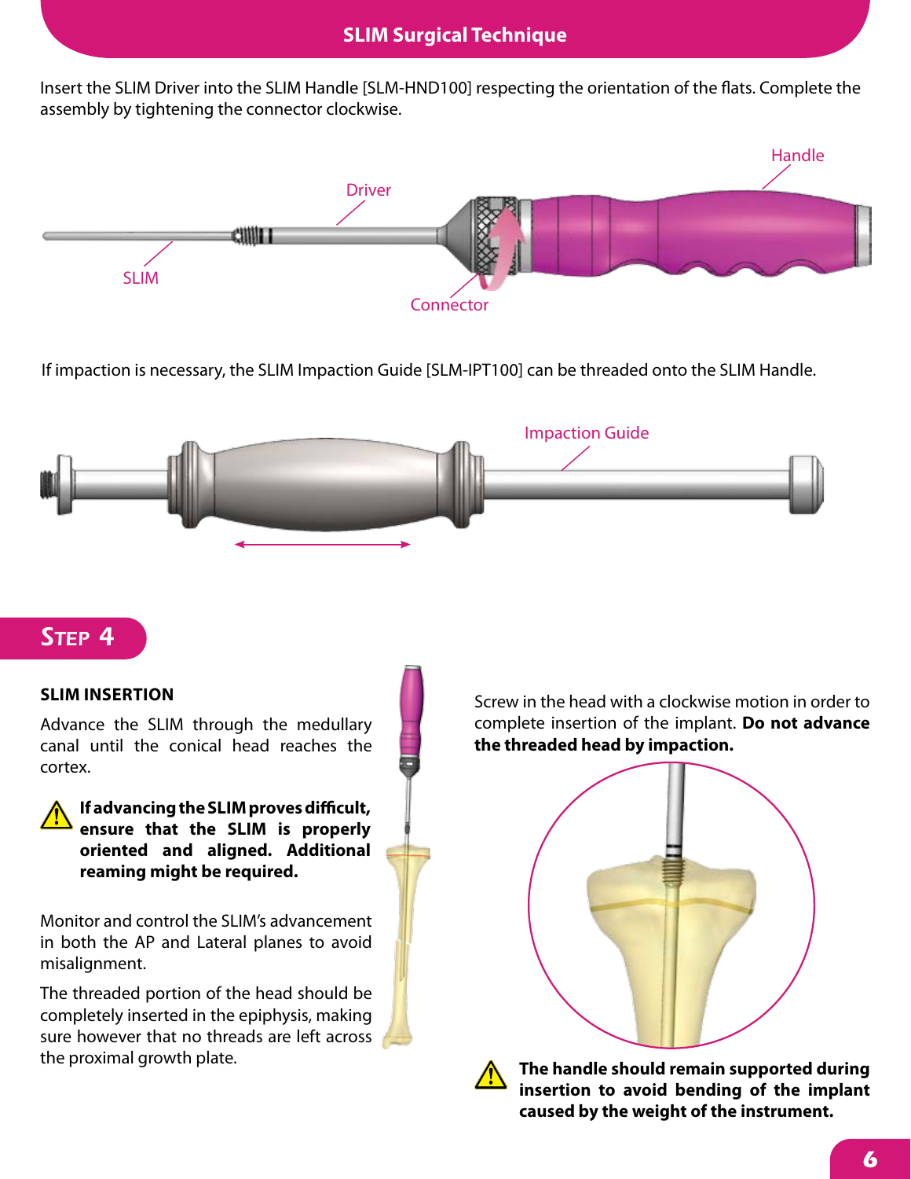Insert the SLIM Driver into the SLIM Handle [SLM-HND100] respecting the orientation of the flats. Complete the assembly by tightening the connector clockwise.

Handle

Driver

SLIM

Connector

If impaction is necessary, the SLIM Impaction Guide [SLM-IPT100] can be threaded onto the SLIM Handle.

Impaction Guide

## STEP 4

### SLIM INSERTION

Advance the SLIM through the medullary canal until the conical head reaches the cortex.

**If advancing the SLIM proves difficult, ensure that the SLIM is properly oriented and aligned. Additional reaming might be required.**

Monitor and control the SLIM's advancement in both the AP and Lateral planes to avoid misalignment.

The threaded portion of the head should be completely inserted in the epiphysis, making sure however that no threads are left across the proximal growth plate.

Screw in the head with a clockwise motion in order to complete insertion of the implant. **Do not advance the threaded head by impaction.**

**The handle should remain supported during insertion to avoid bending of the implant caused by the weight of the instrument.**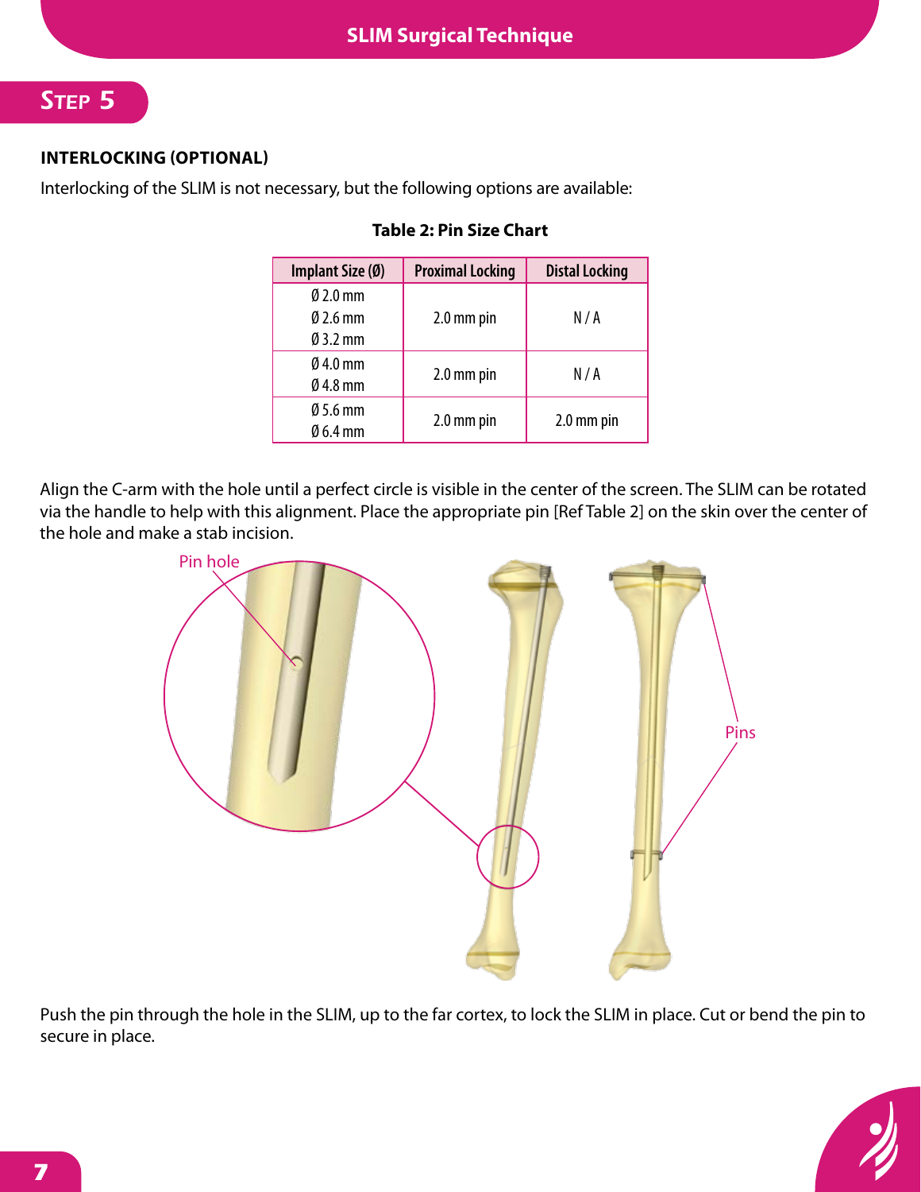## STEP 5

### INTERLOCKING (OPTIONAL)

Interlocking of the SLIM is not necessary, but the following options are available:

**Table 2: Pin Size Chart**

| Implant Size (Ø) | Proximal Locking | Distal Locking |
|---|---|---|
| Ø 2.0 mm<br>Ø 2.6 mm<br>Ø 3.2 mm | 2.0 mm pin | N / A |
| Ø 4.0 mm<br>Ø 4.8 mm | 2.0 mm pin | N / A |
| Ø 5.6 mm<br>Ø 6.4 mm | 2.0 mm pin | 2.0 mm pin |

Align the C-arm with the hole until a perfect circle is visible in the center of the screen. The SLIM can be rotated via the handle to help with this alignment. Place the appropriate pin [Ref Table 2] on the skin over the center of the hole and make a stab incision.

Pin hole

Pins

Push the pin through the hole in the SLIM, up to the far cortex, to lock the SLIM in place. Cut or bend the pin to secure in place.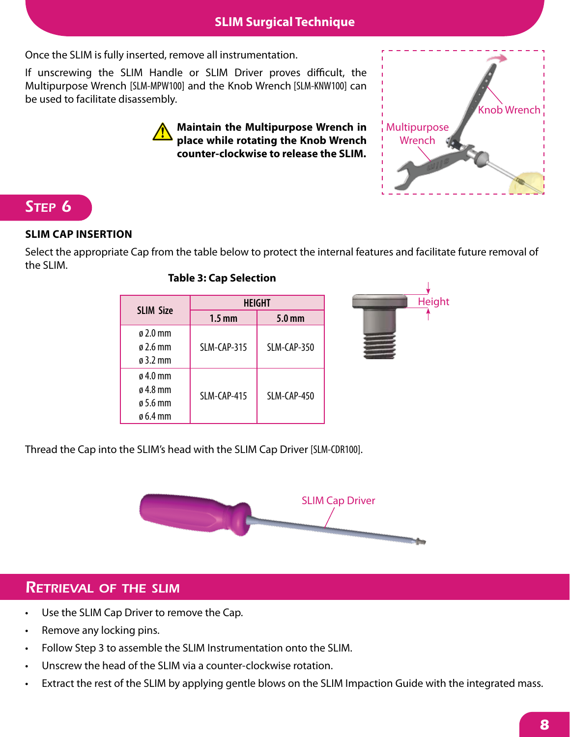Once the SLIM is fully inserted, remove all instrumentation.

If unscrewing the SLIM Handle or SLIM Driver proves difficult, the Multipurpose Wrench [SLM-MPW100] and the Knob Wrench [SLM-KNW100] can be used to facilitate disassembly.

⚠ **Maintain the Multipurpose Wrench in place while rotating the Knob Wrench counter-clockwise to release the SLIM.**

Knob Wrench

Multipurpose Wrench

## Step 6

### SLIM CAP INSERTION

Select the appropriate Cap from the table below to protect the internal features and facilitate future removal of the SLIM.

**Table 3: Cap Selection**

| SLIM Size | HEIGHT | |
|---|---|---|
| | 1.5 mm | 5.0 mm |
| ø 2.0 mm<br>ø 2.6 mm<br>ø 3.2 mm | SLM-CAP-315 | SLM-CAP-350 |
| ø 4.0 mm<br>ø 4.8 mm<br>ø 5.6 mm<br>ø 6.4 mm | SLM-CAP-415 | SLM-CAP-450 |

Height

Thread the Cap into the SLIM's head with the SLIM Cap Driver [SLM-CDR100].

SLIM Cap Driver

## Retrieval of the SLIM

- Use the SLIM Cap Driver to remove the Cap.
- Remove any locking pins.
- Follow Step 3 to assemble the SLIM Instrumentation onto the SLIM.
- Unscrew the head of the SLIM via a counter-clockwise rotation.
- Extract the rest of the SLIM by applying gentle blows on the SLIM Impaction Guide with the integrated mass.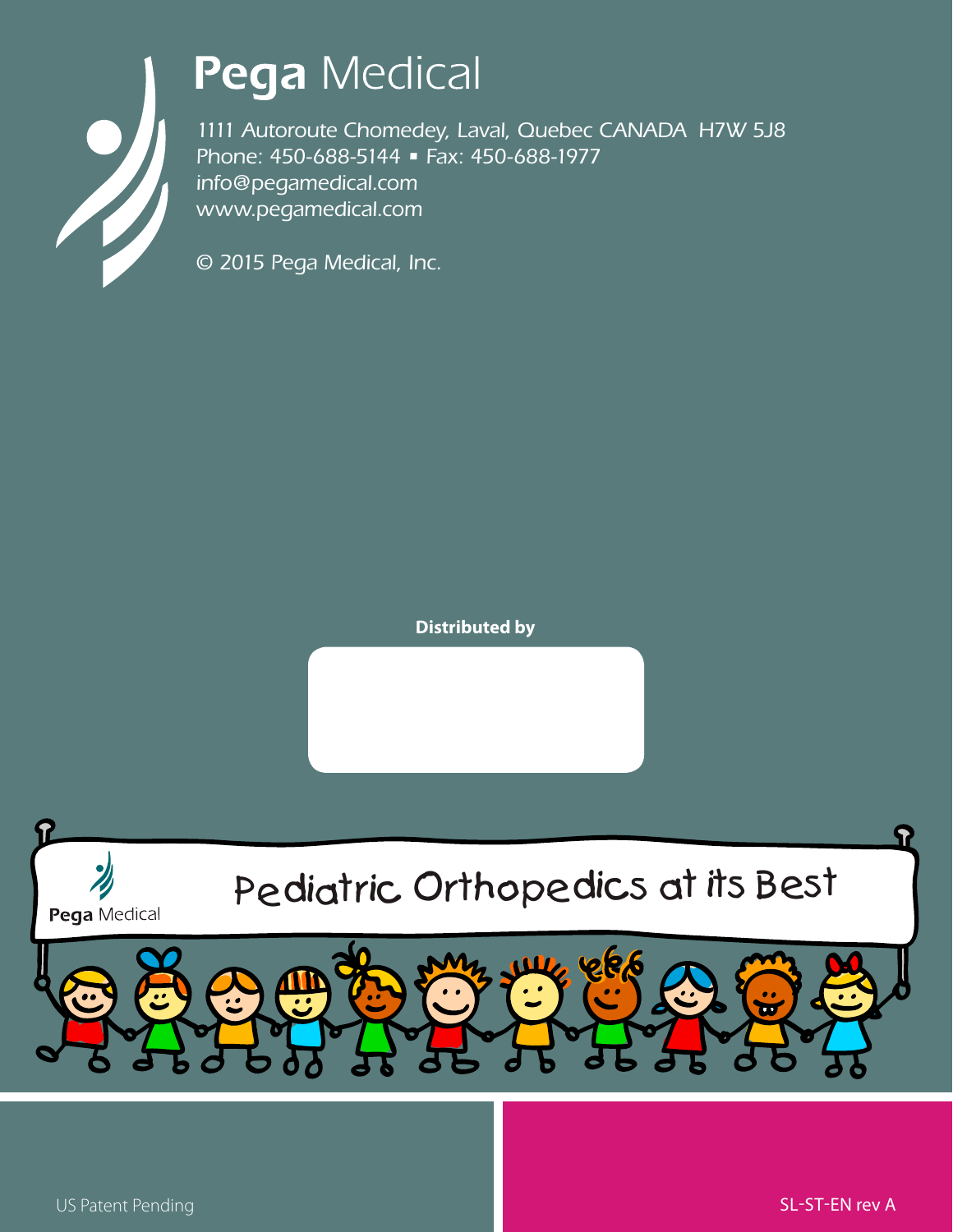# **Pega** Medical

*1111 Autoroute Chomedey, Laval, Quebec CANADA H7W 5J8*
Phone: 450-688-5144 ▪ Fax: 450-688-1977
info@pegamedical.com
www.pegamedical.com

*© 2015 Pega Medical, Inc.*

**Distributed by**

**Pega** Medical

Pediatric Orthopedics at its Best

US Patent Pending

SL-ST-EN rev A